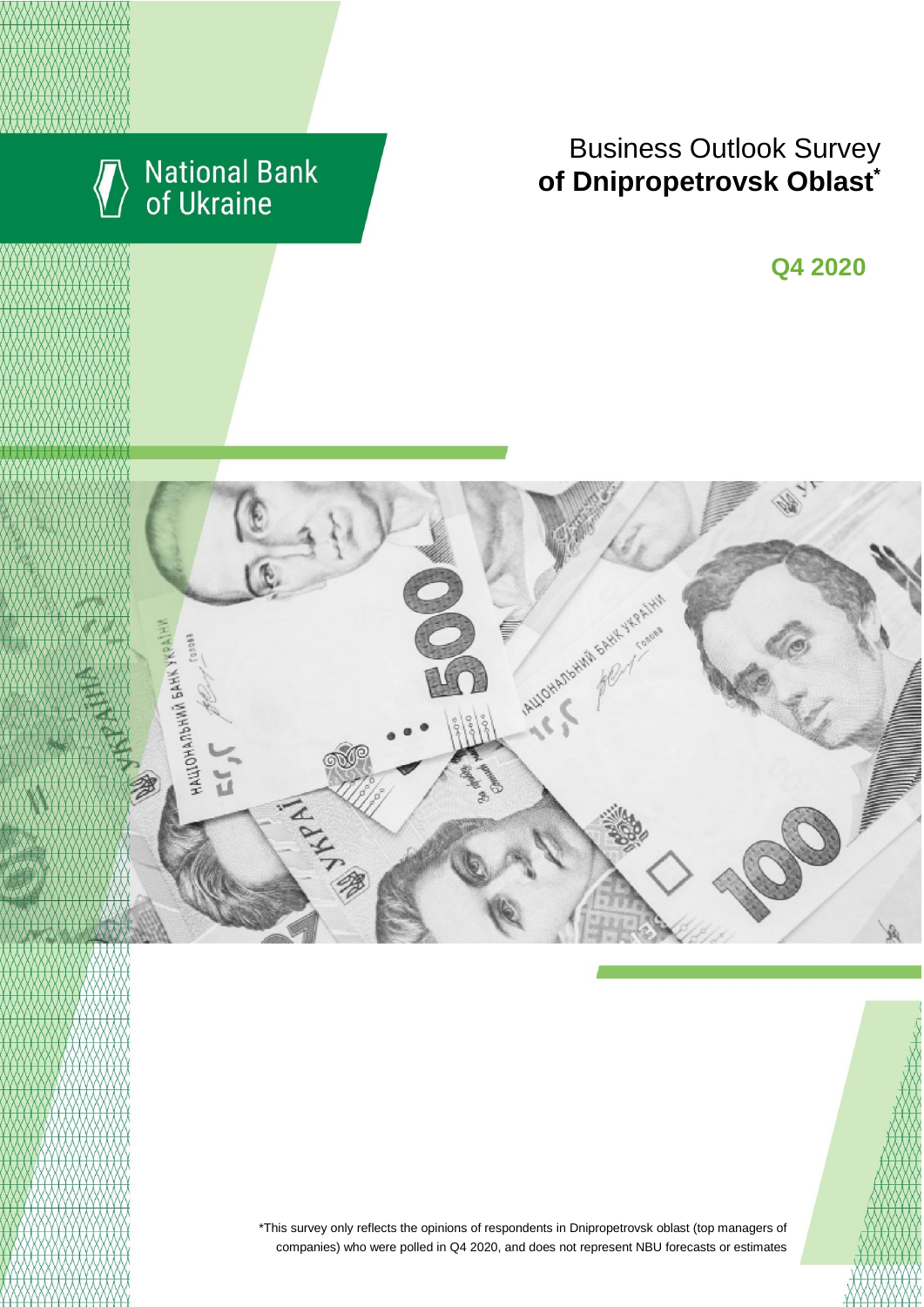National Bank of Ukraine

# Business Outlook Survey **of Dnipropetrovsk Oblast***

**Q4 2020**

*This survey only reflects the opinions of respondents in Dnipropetrovsk oblast (top managers of companies) who were polled in Q4 2020, and does not represent NBU forecasts or estimates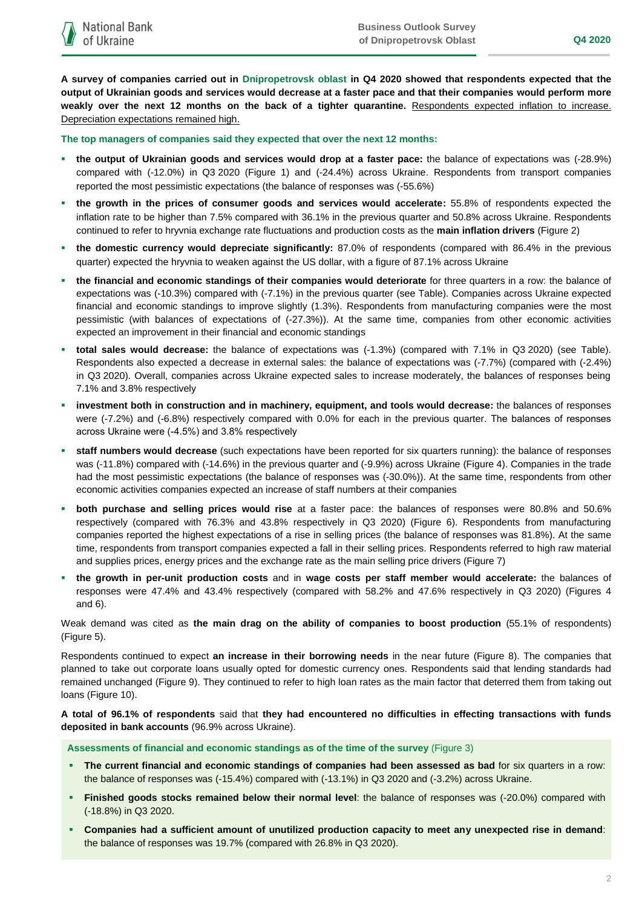**A survey of companies carried out in Dnipropetrovsk oblast in Q4 2020 showed that respondents expected that the output of Ukrainian goods and services would decrease at a faster pace and that their companies would perform more weakly over the next 12 months on the back of a tighter quarantine.** Respondents expected inflation to increase. Depreciation expectations remained high.

**The top managers of companies said they expected that over the next 12 months:**

- **the output of Ukrainian goods and services would drop at a faster pace:** the balance of expectations was (-28.9%) compared with (-12.0%) in Q3 2020 (Figure 1) and (-24.4%) across Ukraine. Respondents from transport companies reported the most pessimistic expectations (the balance of responses was (-55.6%)
- **the growth in the prices of consumer goods and services would accelerate:** 55.8% of respondents expected the inflation rate to be higher than 7.5% compared with 36.1% in the previous quarter and 50.8% across Ukraine. Respondents continued to refer to hryvnia exchange rate fluctuations and production costs as the **main inflation drivers** (Figure 2)
- **the domestic currency would depreciate significantly:** 87.0% of respondents (compared with 86.4% in the previous quarter) expected the hryvnia to weaken against the US dollar, with a figure of 87.1% across Ukraine
- **the financial and economic standings of their companies would deteriorate** for three quarters in a row: the balance of expectations was (-10.3%) compared with (-7.1%) in the previous quarter (see Table). Companies across Ukraine expected financial and economic standings to improve slightly (1.3%). Respondents from manufacturing companies were the most pessimistic (with balances of expectations of (-27.3%)). At the same time, companies from other economic activities expected an improvement in their financial and economic standings
- **total sales would decrease:** the balance of expectations was (-1.3%) (compared with 7.1% in Q3 2020) (see Table). Respondents also expected a decrease in external sales: the balance of expectations was (-7.7%) (compared with (-2.4%) in Q3 2020). Overall, companies across Ukraine expected sales to increase moderately, the balances of responses being 7.1% and 3.8% respectively
- **investment both in construction and in machinery, equipment, and tools would decrease:** the balances of responses were (-7.2%) and (-6.8%) respectively compared with 0.0% for each in the previous quarter. The balances of responses across Ukraine were (-4.5%) and 3.8% respectively
- **staff numbers would decrease** (such expectations have been reported for six quarters running): the balance of responses was (-11.8%) compared with (-14.6%) in the previous quarter and (-9.9%) across Ukraine (Figure 4). Companies in the trade had the most pessimistic expectations (the balance of responses was (-30.0%)). At the same time, respondents from other economic activities companies expected an increase of staff numbers at their companies
- **both purchase and selling prices would rise** at a faster pace: the balances of responses were 80.8% and 50.6% respectively (compared with 76.3% and 43.8% respectively in Q3 2020) (Figure 6). Respondents from manufacturing companies reported the highest expectations of a rise in selling prices (the balance of responses was 81.8%). At the same time, respondents from transport companies expected a fall in their selling prices. Respondents referred to high raw material and supplies prices, energy prices and the exchange rate as the main selling price drivers (Figure 7)
- **the growth in per-unit production costs** and in **wage costs per staff member would accelerate:** the balances of responses were 47.4% and 43.4% respectively (compared with 58.2% and 47.6% respectively in Q3 2020) (Figures 4 and 6).

Weak demand was cited as **the main drag on the ability of companies to boost production** (55.1% of respondents) (Figure 5).

Respondents continued to expect **an increase in their borrowing needs** in the near future (Figure 8). The companies that planned to take out corporate loans usually opted for domestic currency ones. Respondents said that lending standards had remained unchanged (Figure 9). They continued to refer to high loan rates as the main factor that deterred them from taking out loans (Figure 10).

**A total of 96.1% of respondents** said that **they had encountered no difficulties in effecting transactions with funds deposited in bank accounts** (96.9% across Ukraine).

**Assessments of financial and economic standings as of the time of the survey** (Figure 3)

- **The current financial and economic standings of companies had been assessed as bad** for six quarters in a row: the balance of responses was (-15.4%) compared with (-13.1%) in Q3 2020 and (-3.2%) across Ukraine.
- **Finished goods stocks remained below their normal level**: the balance of responses was (-20.0%) compared with (-18.8%) in Q3 2020.
- **Companies had a sufficient amount of unutilized production capacity to meet any unexpected rise in demand**: the balance of responses was 19.7% (compared with 26.8% in Q3 2020).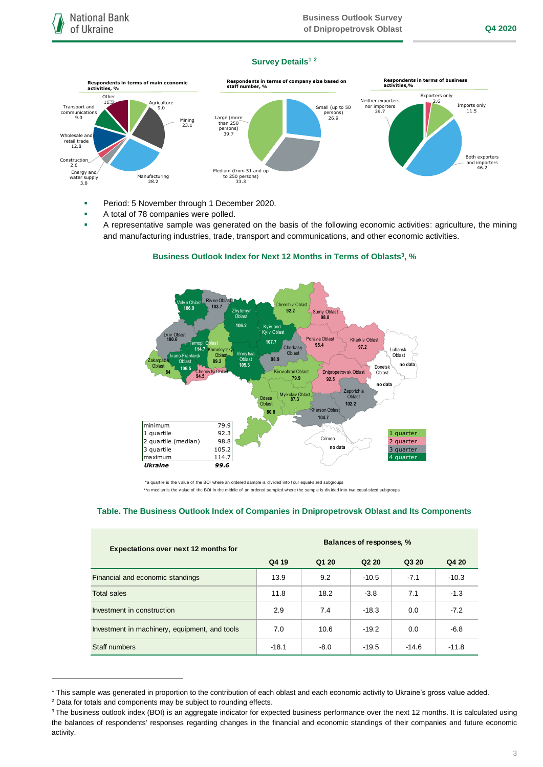## Survey Details[1] [2]

**Respondents in terms of main economic activities, %**

- Agriculture 9.0
- Mining 23.1
- Manufacturing 28.2
- Energy and water supply 3.8
- Construction 2.6
- Wholesale and retail trade 12.8
- Transport and communications 9.0
- Other 11.5

**Respondents in terms of company size based on staff number, %**

- Small (up to 50 persons) 26.9
- Medium (from 51 and up to 250 persons) 33.3
- Large (more than 250 persons) 39.7

**Respondents in terms of business activities,%**

- Exporters only 2.6
- Imports only 11.5
- Both exporters and importers 46.2
- Neither exporters nor importers 39.7

- Period: 5 November through 1 December 2020.
- A total of 78 companies were polled.
- A representative sample was generated on the basis of the following economic activities: agriculture, the mining and manufacturing industries, trade, transport and communications, and other economic activities.

## Business Outlook Index for Next 12 Months in Terms of Oblasts[3], %

| Oblast | BOI | Quartile |
|---|---|---|
| Volyn Oblast | 106.9 | 4 quarter |
| Rivne Oblast | 103.7 | 3 quarter |
| Zhytomyr Oblast | 106.2 | 4 quarter |
| Kyiv and Kyiv Oblast | 107.7 | 4 quarter |
| Chernihiv Oblast | 92.2 | 1 quarter |
| Sumy Oblast | 98.8 | 2 quarter |
| Lviv Oblast | 100.6 | 3 quarter |
| Ternopil Oblast | 114.7 | 4 quarter |
| Khmelnytskyi Oblast | 89.2 | 1 quarter |
| Vinnytsia Oblast | 105.3 | 4 quarter |
| Cherkasy Oblast | 98.9 | 3 quarter |
| Poltava Oblast | 95.4 | 2 quarter |
| Kharkiv Oblast | 97.2 | 2 quarter |
| Luhansk Oblast | no data | |
| Zakarpattia Oblast | 84 | 1 quarter |
| Ivano-Frankivsk Oblast | 106.5 | 4 quarter |
| Chernivtsi Oblast | 94.5 | 2 quarter |
| Kirovohrad Oblast | 79.9 | 1 quarter |
| Dnipropetrovsk Oblast | 92.5 | 2 quarter |
| Donetsk Oblast | no data | |
| Odesa Oblast | 80.8 | 1 quarter |
| Mykolaiv Oblast | 87.3 | 1 quarter |
| Zaporizhia Oblast | 102.2 | 3 quarter |
| Kherson Oblast | 104.7 | 3 quarter |
| Crimea | no data | |

| | |
|---|---|
| minimum | 79.9 |
| 1 quartile | 92.3 |
| 2 quartile (median) | 98.8 |
| 3 quartile | 105.2 |
| maximum | 114.7 |
| ***Ukraine*** | ***99.6*** |

\*a quartile is the value of the BOI where an ordered sample is divided into four equal-sized subgroups

\*\*a median is the value of the BOI in the middle of an ordered sampled where the sample is divided into two equal-sized subgroups

## Table. The Business Outlook Index of Companies in Dnipropetrovsk Oblast and Its Components

| Expectations over next 12 months for | Balances of responses, % | | | | |
|---|---|---|---|---|---|
| | Q4 19 | Q1 20 | Q2 20 | Q3 20 | Q4 20 |
| Financial and economic standings | 13.9 | 9.2 | -10.5 | -7.1 | -10.3 |
| Total sales | 11.8 | 18.2 | -3.8 | 7.1 | -1.3 |
| Investment in construction | 2.9 | 7.4 | -18.3 | 0.0 | -7.2 |
| Investment in machinery, equipment, and tools | 7.0 | 10.6 | -19.2 | 0.0 | -6.8 |
| Staff numbers | -18.1 | -8.0 | -19.5 | -14.6 | -11.8 |

---

[1] This sample was generated in proportion to the contribution of each oblast and each economic activity to Ukraine's gross value added.

[2] Data for totals and components may be subject to rounding effects.

[3] The business outlook index (BOI) is an aggregate indicator for expected business performance over the next 12 months. It is calculated using the balances of respondents' responses regarding changes in the financial and economic standings of their companies and future economic activity.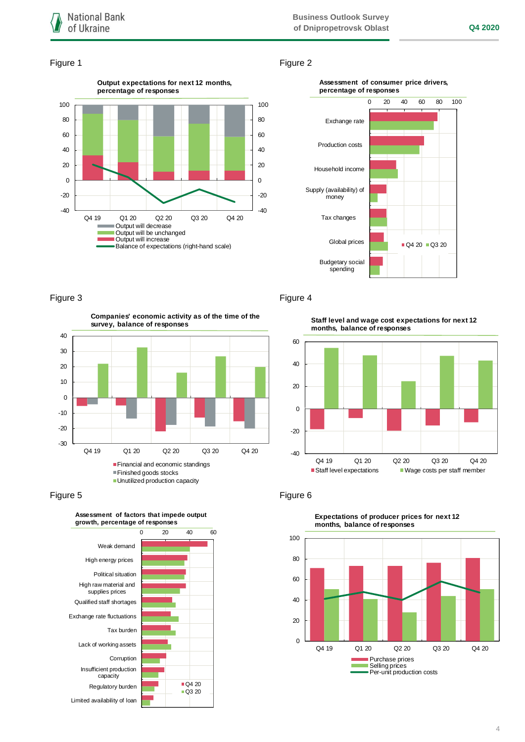Figure 1

**Output expectations for next 12 months, percentage of responses**

- Output will decrease
- Output will be unchanged
- Output will increase
- Balance of expectations (right-hand scale)

Q4 19, Q1 20, Q2 20, Q3 20, Q4 20

Figure 2

**Assessment of consumer price drivers, percentage of responses**

Exchange rate; Production costs; Household income; Supply (availability) of money; Tax changes; Global prices; Budgetary social spending

Q4 20, Q3 20

Figure 3

**Companies' economic activity as of the time of the survey, balance of responses**

- Financial and economic standings
- Finished goods stocks
- Unutilized production capacity

Q4 19, Q1 20, Q2 20, Q3 20, Q4 20

Figure 4

**Staff level and wage cost expectations for next 12 months, balance of responses**

- Staff level expectations
- Wage costs per staff member

Q4 19, Q1 20, Q2 20, Q3 20, Q4 20

Figure 5

**Assessment of factors that impede output growth, percentage of responses**

Weak demand; High energy prices; Political situation; High raw material and supplies prices; Qualified staff shortages; Exchange rate fluctuations; Tax burden; Lack of working assets; Corruption; Insufficient production capacity; Regulatory burden; Limited availability of loan

Q4 20, Q3 20

Figure 6

**Expectations of producer prices for next 12 months, balance of responses**

- Purchase prices
- Selling prices
- Per-unit production costs

Q4 19, Q1 20, Q2 20, Q3 20, Q4 20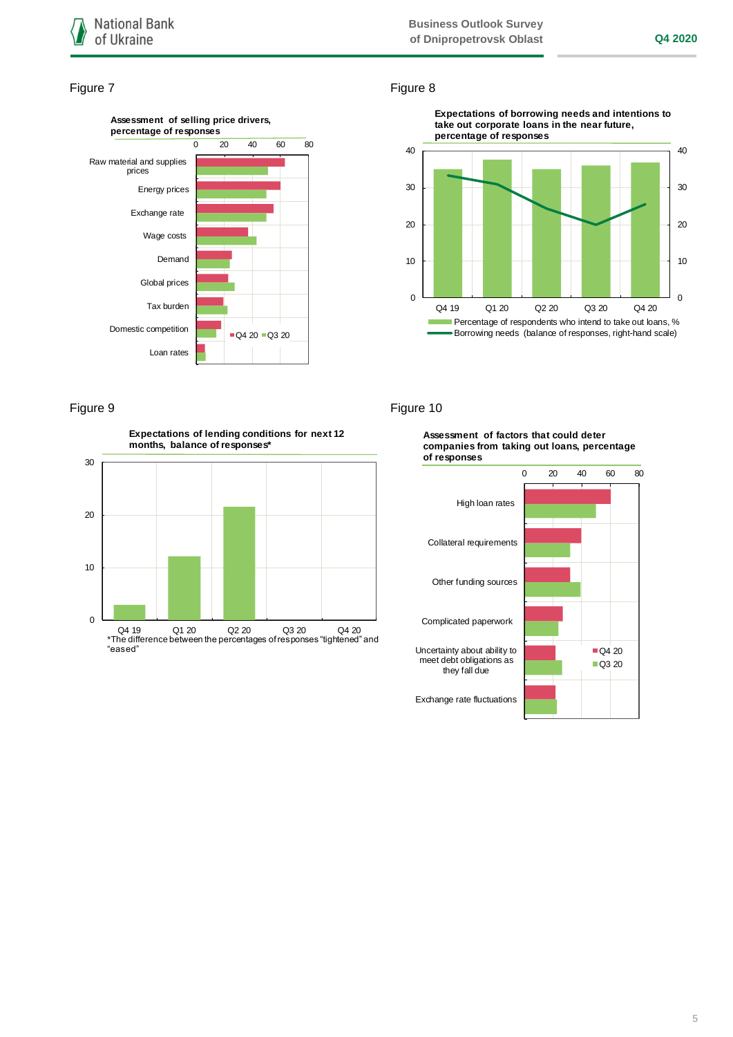Figure 7

**Assessment of selling price drivers, percentage of responses**

0 20 40 60 80

Raw material and supplies prices

Energy prices

Exchange rate

Wage costs

Demand

Global prices

Tax burden

Domestic competition

Loan rates

Q4 20 Q3 20

Figure 8

**Expectations of borrowing needs and intentions to take out corporate loans in the near future, percentage of responses**

40 30 20 10 0

Q4 19 Q1 20 Q2 20 Q3 20 Q4 20

Percentage of respondents who intend to take out loans, %

Borrowing needs (balance of responses, right-hand scale)

Figure 9

**Expectations of lending conditions for next 12 months, balance of responses***

30 20 10 0

Q4 19 Q1 20 Q2 20 Q3 20 Q4 20

*The difference between the percentages of responses "tightened" and "eased"

Figure 10

**Assessment of factors that could deter companies from taking out loans, percentage of responses**

0 20 40 60 80

High loan rates

Collateral requirements

Other funding sources

Complicated paperwork

Uncertainty about ability to meet debt obligations as they fall due

Exchange rate fluctuations

Q4 20

Q3 20